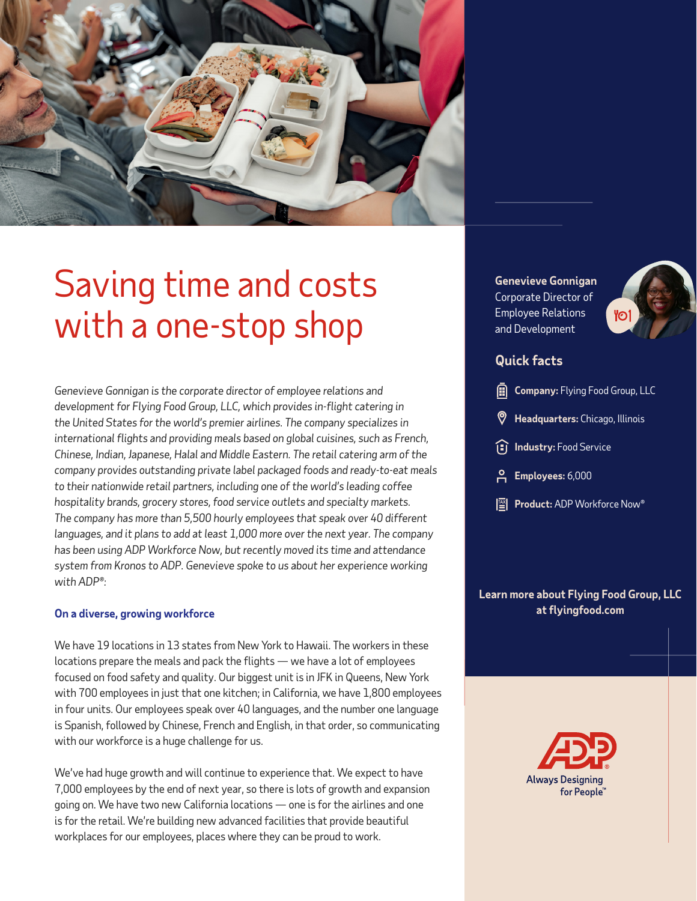# Saving time and costs with a one-stop shop

*Genevieve Gonnigan is the corporate director of employee relations and development for Flying Food Group, LLC, which provides in-flight catering in the United States for the world's premier airlines. The company specializes in international flights and providing meals based on global cuisines, such as French, Chinese, Indian, Japanese, Halal and Middle Eastern. The retail catering arm of the company provides outstanding private label packaged foods and ready-to-eat meals to their nationwide retail partners, including one of the world's leading coffee hospitality brands, grocery stores, food service outlets and specialty markets. The company has more than 5,500 hourly employees that speak over 40 different languages, and it plans to add at least 1,000 more over the next year. The company has been using ADP Workforce Now, but recently moved its time and attendance system from Kronos to ADP. Genevieve spoke to us about her experience working with ADP®:*

### On a diverse, growing workforce

We have 19 locations in 13 states from New York to Hawaii. The workers in these locations prepare the meals and pack the flights — we have a lot of employees focused on food safety and quality. Our biggest unit is in JFK in Queens, New York with 700 employees in just that one kitchen; in California, we have 1,800 employees in four units. Our employees speak over 40 languages, and the number one language is Spanish, followed by Chinese, French and English, in that order, so communicating with our workforce is a huge challenge for us.

We've had huge growth and will continue to experience that. We expect to have 7,000 employees by the end of next year, so there is lots of growth and expansion going on. We have two new California locations — one is for the airlines and one is for the retail. We're building new advanced facilities that provide beautiful workplaces for our employees, places where they can be proud to work.

**Genevieve Gonnigan**
Corporate Director of Employee Relations and Development

## Quick facts

- **Company:** Flying Food Group, LLC
- **Headquarters:** Chicago, Illinois
- **Industry:** Food Service
- **Employees:** 6,000
- **Product:** ADP Workforce Now®

**Learn more about Flying Food Group, LLC at flyingfood.com**

ADP
Always Designing for People™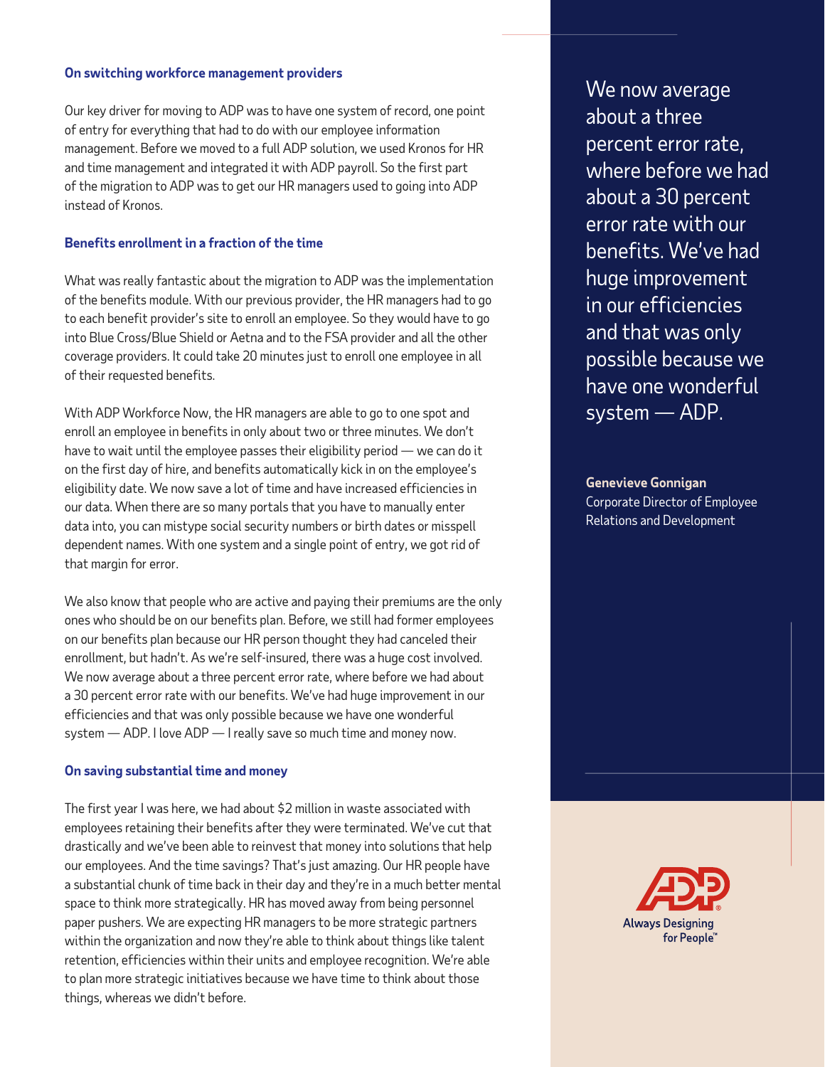### On switching workforce management providers

Our key driver for moving to ADP was to have one system of record, one point of entry for everything that had to do with our employee information management. Before we moved to a full ADP solution, we used Kronos for HR and time management and integrated it with ADP payroll. So the first part of the migration to ADP was to get our HR managers used to going into ADP instead of Kronos.

### Benefits enrollment in a fraction of the time

What was really fantastic about the migration to ADP was the implementation of the benefits module. With our previous provider, the HR managers had to go to each benefit provider's site to enroll an employee. So they would have to go into Blue Cross/Blue Shield or Aetna and to the FSA provider and all the other coverage providers. It could take 20 minutes just to enroll one employee in all of their requested benefits.

With ADP Workforce Now, the HR managers are able to go to one spot and enroll an employee in benefits in only about two or three minutes. We don't have to wait until the employee passes their eligibility period — we can do it on the first day of hire, and benefits automatically kick in on the employee's eligibility date. We now save a lot of time and have increased efficiencies in our data. When there are so many portals that you have to manually enter data into, you can mistype social security numbers or birth dates or misspell dependent names. With one system and a single point of entry, we got rid of that margin for error.

We also know that people who are active and paying their premiums are the only ones who should be on our benefits plan. Before, we still had former employees on our benefits plan because our HR person thought they had canceled their enrollment, but hadn't. As we're self-insured, there was a huge cost involved. We now average about a three percent error rate, where before we had about a 30 percent error rate with our benefits. We've had huge improvement in our efficiencies and that was only possible because we have one wonderful system — ADP. I love ADP — I really save so much time and money now.

### On saving substantial time and money

The first year I was here, we had about $2 million in waste associated with employees retaining their benefits after they were terminated. We've cut that drastically and we've been able to reinvest that money into solutions that help our employees. And the time savings? That's just amazing. Our HR people have a substantial chunk of time back in their day and they're in a much better mental space to think more strategically. HR has moved away from being personnel paper pushers. We are expecting HR managers to be more strategic partners within the organization and now they're able to think about things like talent retention, efficiencies within their units and employee recognition. We're able to plan more strategic initiatives because we have time to think about those things, whereas we didn't before.

> We now average about a three percent error rate, where before we had about a 30 percent error rate with our benefits. We've had huge improvement in our efficiencies and that was only possible because we have one wonderful system — ADP.

**Genevieve Gonnigan**
Corporate Director of Employee Relations and Development

ADP
Always Designing for People™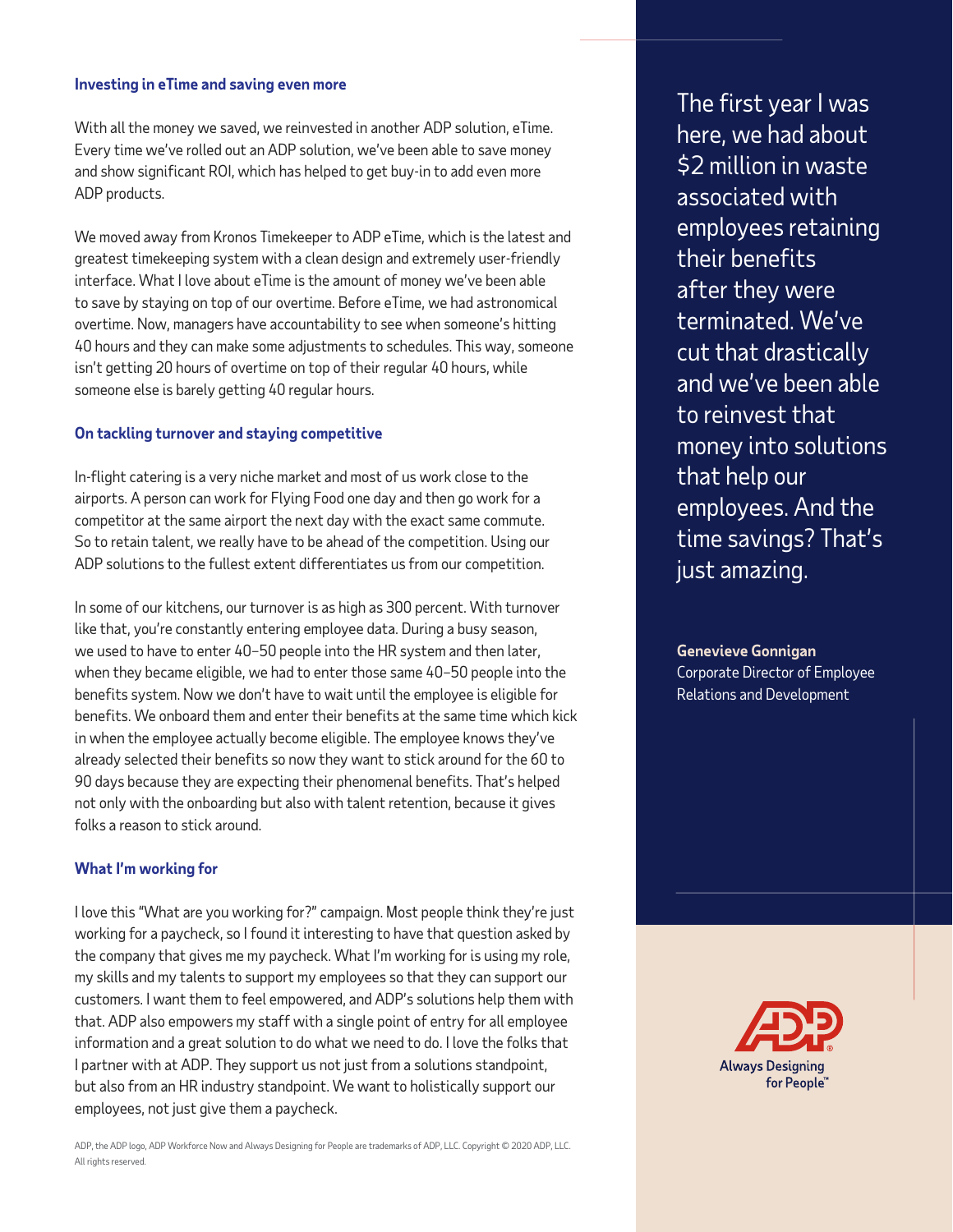### Investing in eTime and saving even more

With all the money we saved, we reinvested in another ADP solution, eTime. Every time we've rolled out an ADP solution, we've been able to save money and show significant ROI, which has helped to get buy-in to add even more ADP products.

We moved away from Kronos Timekeeper to ADP eTime, which is the latest and greatest timekeeping system with a clean design and extremely user-friendly interface. What I love about eTime is the amount of money we've been able to save by staying on top of our overtime. Before eTime, we had astronomical overtime. Now, managers have accountability to see when someone's hitting 40 hours and they can make some adjustments to schedules. This way, someone isn't getting 20 hours of overtime on top of their regular 40 hours, while someone else is barely getting 40 regular hours.

### On tackling turnover and staying competitive

In-flight catering is a very niche market and most of us work close to the airports. A person can work for Flying Food one day and then go work for a competitor at the same airport the next day with the exact same commute. So to retain talent, we really have to be ahead of the competition. Using our ADP solutions to the fullest extent differentiates us from our competition.

In some of our kitchens, our turnover is as high as 300 percent. With turnover like that, you're constantly entering employee data. During a busy season, we used to have to enter 40–50 people into the HR system and then later, when they became eligible, we had to enter those same 40–50 people into the benefits system. Now we don't have to wait until the employee is eligible for benefits. We onboard them and enter their benefits at the same time which kick in when the employee actually become eligible. The employee knows they've already selected their benefits so now they want to stick around for the 60 to 90 days because they are expecting their phenomenal benefits. That's helped not only with the onboarding but also with talent retention, because it gives folks a reason to stick around.

### What I'm working for

I love this "What are you working for?" campaign. Most people think they're just working for a paycheck, so I found it interesting to have that question asked by the company that gives me my paycheck. What I'm working for is using my role, my skills and my talents to support my employees so that they can support our customers. I want them to feel empowered, and ADP's solutions help them with that. ADP also empowers my staff with a single point of entry for all employee information and a great solution to do what we need to do. I love the folks that I partner with at ADP. They support us not just from a solutions standpoint, but also from an HR industry standpoint. We want to holistically support our employees, not just give them a paycheck.

> The first year I was here, we had about $2 million in waste associated with employees retaining their benefits after they were terminated. We've cut that drastically and we've been able to reinvest that money into solutions that help our employees. And the time savings? That's just amazing.
>
> **Genevieve Gonnigan**
> Corporate Director of Employee Relations and Development

ADP® Always Designing for People™

ADP, the ADP logo, ADP Workforce Now and Always Designing for People are trademarks of ADP, LLC. Copyright © 2020 ADP, LLC. All rights reserved.